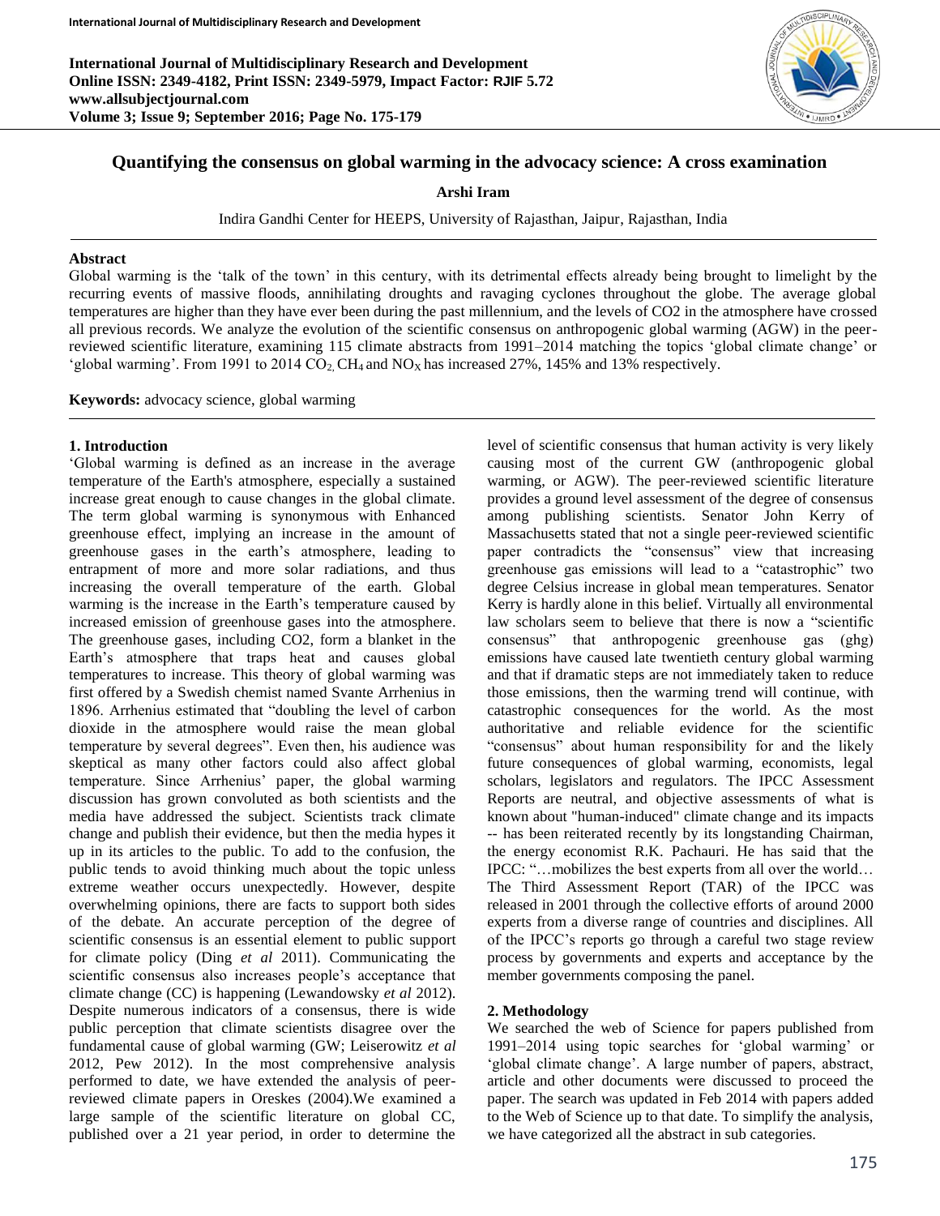International Journal of Multidisciplinary Research and Development
Online ISSN: 2349-4182, Print ISSN: 2349-5979, Impact Factor: RJIF 5.72
www.allsubjectjournal.com
Volume 3; Issue 9; September 2016; Page No. 175-179

# Quantifying the consensus on global warming in the advocacy science: A cross examination

**Arshi Iram**

Indira Gandhi Center for HEEPS, University of Rajasthan, Jaipur, Rajasthan, India

## Abstract

Global warming is the 'talk of the town' in this century, with its detrimental effects already being brought to limelight by the recurring events of massive floods, annihilating droughts and ravaging cyclones throughout the globe. The average global temperatures are higher than they have ever been during the past millennium, and the levels of CO2 in the atmosphere have crossed all previous records. We analyze the evolution of the scientific consensus on anthropogenic global warming (AGW) in the peer-reviewed scientific literature, examining 115 climate abstracts from 1991–2014 matching the topics 'global climate change' or 'global warming'. From 1991 to 2014 $CO_2$, $CH_4$ and $NO_X$ has increased 27%, 145% and 13% respectively.

**Keywords:** advocacy science, global warming

## 1. Introduction

'Global warming is defined as an increase in the average temperature of the Earth's atmosphere, especially a sustained increase great enough to cause changes in the global climate. The term global warming is synonymous with Enhanced greenhouse effect, implying an increase in the amount of greenhouse gases in the earth's atmosphere, leading to entrapment of more and more solar radiations, and thus increasing the overall temperature of the earth. Global warming is the increase in the Earth's temperature caused by increased emission of greenhouse gases into the atmosphere. The greenhouse gases, including CO2, form a blanket in the Earth's atmosphere that traps heat and causes global temperatures to increase. This theory of global warming was first offered by a Swedish chemist named Svante Arrhenius in 1896. Arrhenius estimated that "doubling the level of carbon dioxide in the atmosphere would raise the mean global temperature by several degrees". Even then, his audience was skeptical as many other factors could also affect global temperature. Since Arrhenius' paper, the global warming discussion has grown convoluted as both scientists and the media have addressed the subject. Scientists track climate change and publish their evidence, but then the media hypes it up in its articles to the public. To add to the confusion, the public tends to avoid thinking much about the topic unless extreme weather occurs unexpectedly. However, despite overwhelming opinions, there are facts to support both sides of the debate. An accurate perception of the degree of scientific consensus is an essential element to public support for climate policy (Ding *et al* 2011). Communicating the scientific consensus also increases people's acceptance that climate change (CC) is happening (Lewandowsky *et al* 2012). Despite numerous indicators of a consensus, there is wide public perception that climate scientists disagree over the fundamental cause of global warming (GW; Leiserowitz *et al* 2012, Pew 2012). In the most comprehensive analysis performed to date, we have extended the analysis of peer-reviewed climate papers in Oreskes (2004).We examined a large sample of the scientific literature on global CC, published over a 21 year period, in order to determine the level of scientific consensus that human activity is very likely causing most of the current GW (anthropogenic global warming, or AGW). The peer-reviewed scientific literature provides a ground level assessment of the degree of consensus among publishing scientists. Senator John Kerry of Massachusetts stated that not a single peer-reviewed scientific paper contradicts the "consensus" view that increasing greenhouse gas emissions will lead to a "catastrophic" two degree Celsius increase in global mean temperatures. Senator Kerry is hardly alone in this belief. Virtually all environmental law scholars seem to believe that there is now a "scientific consensus" that anthropogenic greenhouse gas (ghg) emissions have caused late twentieth century global warming and that if dramatic steps are not immediately taken to reduce those emissions, then the warming trend will continue, with catastrophic consequences for the world. As the most authoritative and reliable evidence for the scientific "consensus" about human responsibility for and the likely future consequences of global warming, economists, legal scholars, legislators and regulators. The IPCC Assessment Reports are neutral, and objective assessments of what is known about "human-induced" climate change and its impacts -- has been reiterated recently by its longstanding Chairman, the energy economist R.K. Pachauri. He has said that the IPCC: "…mobilizes the best experts from all over the world… The Third Assessment Report (TAR) of the IPCC was released in 2001 through the collective efforts of around 2000 experts from a diverse range of countries and disciplines. All of the IPCC's reports go through a careful two stage review process by governments and experts and acceptance by the member governments composing the panel.

## 2. Methodology

We searched the web of Science for papers published from 1991–2014 using topic searches for 'global warming' or 'global climate change'. A large number of papers, abstract, article and other documents were discussed to proceed the paper. The search was updated in Feb 2014 with papers added to the Web of Science up to that date. To simplify the analysis, we have categorized all the abstract in sub categories.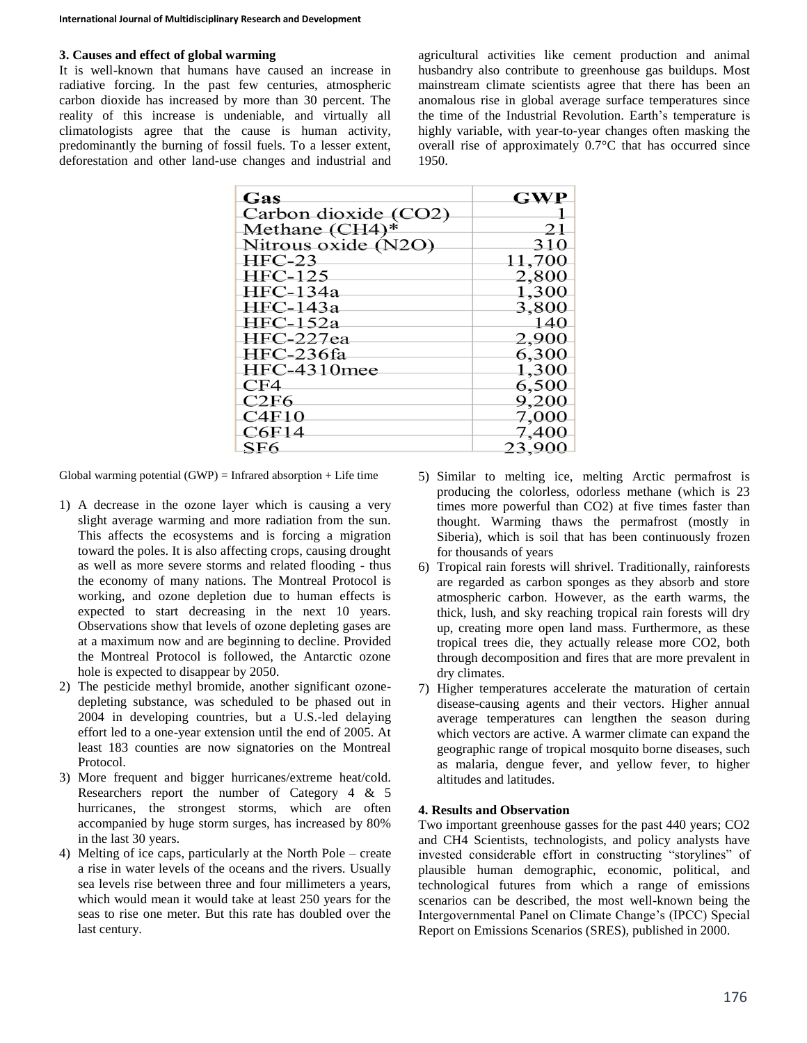### 3. Causes and effect of global warming

It is well-known that humans have caused an increase in radiative forcing. In the past few centuries, atmospheric carbon dioxide has increased by more than 30 percent. The reality of this increase is undeniable, and virtually all climatologists agree that the cause is human activity, predominantly the burning of fossil fuels. To a lesser extent, deforestation and other land-use changes and industrial and agricultural activities like cement production and animal husbandry also contribute to greenhouse gas buildups. Most mainstream climate scientists agree that there has been an anomalous rise in global average surface temperatures since the time of the Industrial Revolution. Earth's temperature is highly variable, with year-to-year changes often masking the overall rise of approximately 0.7°C that has occurred since 1950.

| Gas | GWP |
|---|---|
| Carbon dioxide (CO2) | 1 |
| Methane (CH4)* | 21 |
| Nitrous oxide (N2O) | 310 |
| HFC-23 | 11,700 |
| HFC-125 | 2,800 |
| HFC-134a | 1,300 |
| HFC-143a | 3,800 |
| HFC-152a | 140 |
| HFC-227ea | 2,900 |
| HFC-236fa | 6,300 |
| HFC-4310mee | 1,300 |
| CF4 | 6,500 |
| C2F6 | 9,200 |
| C4F10 | 7,000 |
| C6F14 | 7,400 |
| SF6 | 23,900 |

Global warming potential (GWP) = Infrared absorption + Life time

1) A decrease in the ozone layer which is causing a very slight average warming and more radiation from the sun. This affects the ecosystems and is forcing a migration toward the poles. It is also affecting crops, causing drought as well as more severe storms and related flooding - thus the economy of many nations. The Montreal Protocol is working, and ozone depletion due to human effects is expected to start decreasing in the next 10 years. Observations show that levels of ozone depleting gases are at a maximum now and are beginning to decline. Provided the Montreal Protocol is followed, the Antarctic ozone hole is expected to disappear by 2050.
2) The pesticide methyl bromide, another significant ozone-depleting substance, was scheduled to be phased out in 2004 in developing countries, but a U.S.-led delaying effort led to a one-year extension until the end of 2005. At least 183 counties are now signatories on the Montreal Protocol.
3) More frequent and bigger hurricanes/extreme heat/cold. Researchers report the number of Category 4 & 5 hurricanes, the strongest storms, which are often accompanied by huge storm surges, has increased by 80% in the last 30 years.
4) Melting of ice caps, particularly at the North Pole – create a rise in water levels of the oceans and the rivers. Usually sea levels rise between three and four millimeters a years, which would mean it would take at least 250 years for the seas to rise one meter. But this rate has doubled over the last century.
5) Similar to melting ice, melting Arctic permafrost is producing the colorless, odorless methane (which is 23 times more powerful than CO2) at five times faster than thought. Warming thaws the permafrost (mostly in Siberia), which is soil that has been continuously frozen for thousands of years
6) Tropical rain forests will shrivel. Traditionally, rainforests are regarded as carbon sponges as they absorb and store atmospheric carbon. However, as the earth warms, the thick, lush, and sky reaching tropical rain forests will dry up, creating more open land mass. Furthermore, as these tropical trees die, they actually release more CO2, both through decomposition and fires that are more prevalent in dry climates.
7) Higher temperatures accelerate the maturation of certain disease-causing agents and their vectors. Higher annual average temperatures can lengthen the season during which vectors are active. A warmer climate can expand the geographic range of tropical mosquito borne diseases, such as malaria, dengue fever, and yellow fever, to higher altitudes and latitudes.

### 4. Results and Observation

Two important greenhouse gasses for the past 440 years; CO2 and CH4 Scientists, technologists, and policy analysts have invested considerable effort in constructing "storylines" of plausible human demographic, economic, political, and technological futures from which a range of emissions scenarios can be described, the most well-known being the Intergovernmental Panel on Climate Change's (IPCC) Special Report on Emissions Scenarios (SRES), published in 2000.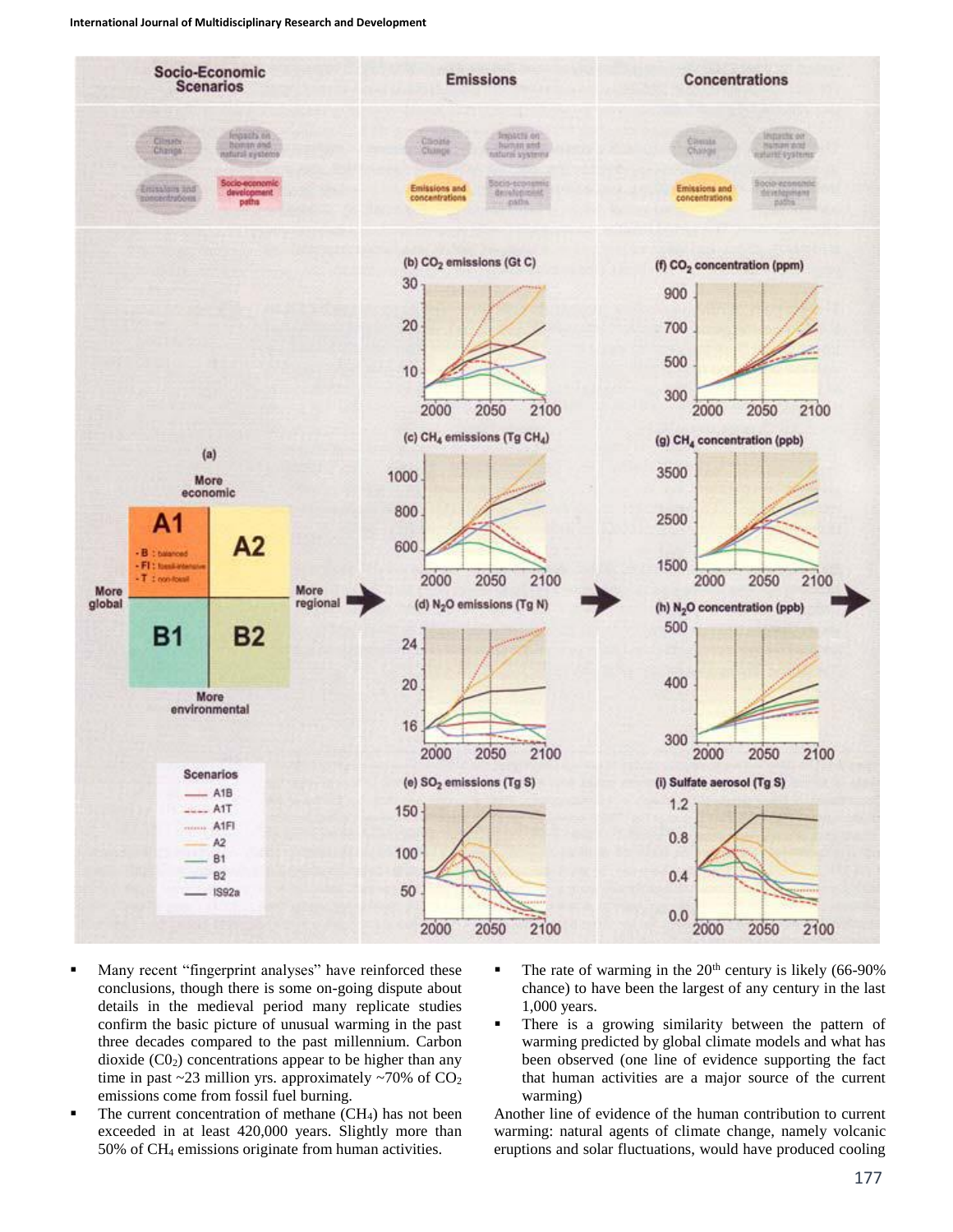- Many recent "fingerprint analyses" have reinforced these conclusions, though there is some on-going dispute about details in the medieval period many replicate studies confirm the basic picture of unusual warming in the past three decades compared to the past millennium. Carbon dioxide ($C0_2$) concentrations appear to be higher than any time in past ~23 million yrs. approximately ~70% of $CO_2$ emissions come from fossil fuel burning.
- The current concentration of methane ($CH_4$) has not been exceeded in at least 420,000 years. Slightly more than 50% of $CH_4$ emissions originate from human activities.
- The rate of warming in the 20[th] century is likely (66-90% chance) to have been the largest of any century in the last 1,000 years.
- There is a growing similarity between the pattern of warming predicted by global climate models and what has been observed (one line of evidence supporting the fact that human activities are a major source of the current warming)

Another line of evidence of the human contribution to current warming: natural agents of climate change, namely volcanic eruptions and solar fluctuations, would have produced cooling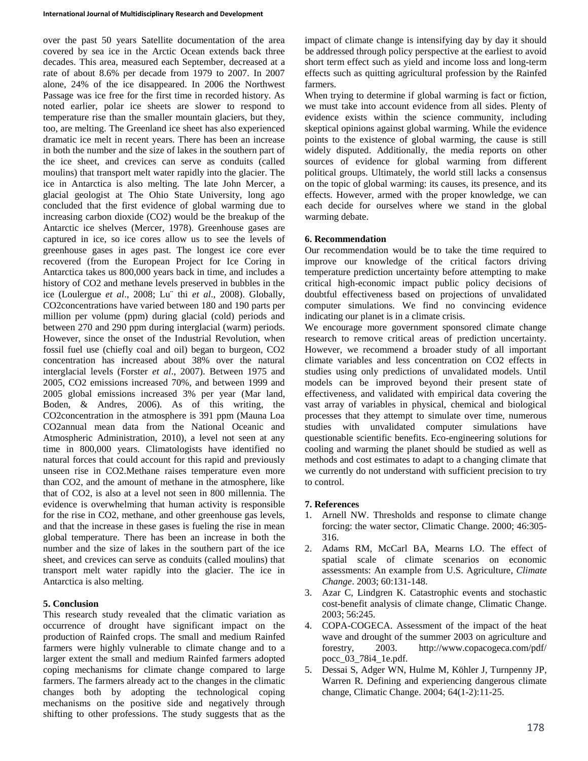over the past 50 years Satellite documentation of the area covered by sea ice in the Arctic Ocean extends back three decades. This area, measured each September, decreased at a rate of about 8.6% per decade from 1979 to 2007. In 2007 alone, 24% of the ice disappeared. In 2006 the Northwest Passage was ice free for the first time in recorded history. As noted earlier, polar ice sheets are slower to respond to temperature rise than the smaller mountain glaciers, but they, too, are melting. The Greenland ice sheet has also experienced dramatic ice melt in recent years. There has been an increase in both the number and the size of lakes in the southern part of the ice sheet, and crevices can serve as conduits (called moulins) that transport melt water rapidly into the glacier. The ice in Antarctica is also melting. The late John Mercer, a glacial geologist at The Ohio State University, long ago concluded that the first evidence of global warming due to increasing carbon dioxide (CO2) would be the breakup of the Antarctic ice shelves (Mercer, 1978). Greenhouse gases are captured in ice, so ice cores allow us to see the levels of greenhouse gases in ages past. The longest ice core ever recovered (from the European Project for Ice Coring in Antarctica takes us 800,000 years back in time, and includes a history of CO2 and methane levels preserved in bubbles in the ice (Loulergue *et al*., 2008; Lu¨ thi *et al*., 2008). Globally, CO2concentrations have varied between 180 and 190 parts per million per volume (ppm) during glacial (cold) periods and between 270 and 290 ppm during interglacial (warm) periods. However, since the onset of the Industrial Revolution, when fossil fuel use (chiefly coal and oil) began to burgeon, CO2 concentration has increased about 38% over the natural interglacial levels (Forster *et al*., 2007). Between 1975 and 2005, CO2 emissions increased 70%, and between 1999 and 2005 global emissions increased 3% per year (Mar land, Boden, & Andres, 2006). As of this writing, the CO2concentration in the atmosphere is 391 ppm (Mauna Loa CO2annual mean data from the National Oceanic and Atmospheric Administration, 2010), a level not seen at any time in 800,000 years. Climatologists have identified no natural forces that could account for this rapid and previously unseen rise in CO2.Methane raises temperature even more than CO2, and the amount of methane in the atmosphere, like that of CO2, is also at a level not seen in 800 millennia. The evidence is overwhelming that human activity is responsible for the rise in CO2, methane, and other greenhouse gas levels, and that the increase in these gases is fueling the rise in mean global temperature. There has been an increase in both the number and the size of lakes in the southern part of the ice sheet, and crevices can serve as conduits (called moulins) that transport melt water rapidly into the glacier. The ice in Antarctica is also melting.

**5. Conclusion**

This research study revealed that the climatic variation as occurrence of drought have significant impact on the production of Rainfed crops. The small and medium Rainfed farmers were highly vulnerable to climate change and to a larger extent the small and medium Rainfed farmers adopted coping mechanisms for climate change compared to large farmers. The farmers already act to the changes in the climatic changes both by adopting the technological coping mechanisms on the positive side and negatively through shifting to other professions. The study suggests that as the impact of climate change is intensifying day by day it should be addressed through policy perspective at the earliest to avoid short term effect such as yield and income loss and long-term effects such as quitting agricultural profession by the Rainfed farmers.

When trying to determine if global warming is fact or fiction, we must take into account evidence from all sides. Plenty of evidence exists within the science community, including skeptical opinions against global warming. While the evidence points to the existence of global warming, the cause is still widely disputed. Additionally, the media reports on other sources of evidence for global warming from different political groups. Ultimately, the world still lacks a consensus on the topic of global warming: its causes, its presence, and its effects. However, armed with the proper knowledge, we can each decide for ourselves where we stand in the global warming debate.

**6. Recommendation**

Our recommendation would be to take the time required to improve our knowledge of the critical factors driving temperature prediction uncertainty before attempting to make critical high-economic impact public policy decisions of doubtful effectiveness based on projections of unvalidated computer simulations. We find no convincing evidence indicating our planet is in a climate crisis.

We encourage more government sponsored climate change research to remove critical areas of prediction uncertainty. However, we recommend a broader study of all important climate variables and less concentration on CO2 effects in studies using only predictions of unvalidated models. Until models can be improved beyond their present state of effectiveness, and validated with empirical data covering the vast array of variables in physical, chemical and biological processes that they attempt to simulate over time, numerous studies with unvalidated computer simulations have questionable scientific benefits. Eco-engineering solutions for cooling and warming the planet should be studied as well as methods and cost estimates to adapt to a changing climate that we currently do not understand with sufficient precision to try to control.

**7. References**

1. Arnell NW. Thresholds and response to climate change forcing: the water sector, Climatic Change. 2000; 46:305-316.
2. Adams RM, McCarl BA, Mearns LO. The effect of spatial scale of climate scenarios on economic assessments: An example from U.S. Agriculture, *Climate Change*. 2003; 60:131-148.
3. Azar C, Lindgren K. Catastrophic events and stochastic cost-benefit analysis of climate change, Climatic Change. 2003; 56:245.
4. COPA-COGECA. Assessment of the impact of the heat wave and drought of the summer 2003 on agriculture and forestry, 2003. http://www.copacogeca.com/pdf/pocc_03_78i4_1e.pdf.
5. Dessai S, Adger WN, Hulme M, Köhler J, Turnpenny JP, Warren R. Defining and experiencing dangerous climate change, Climatic Change. 2004; 64(1-2):11-25.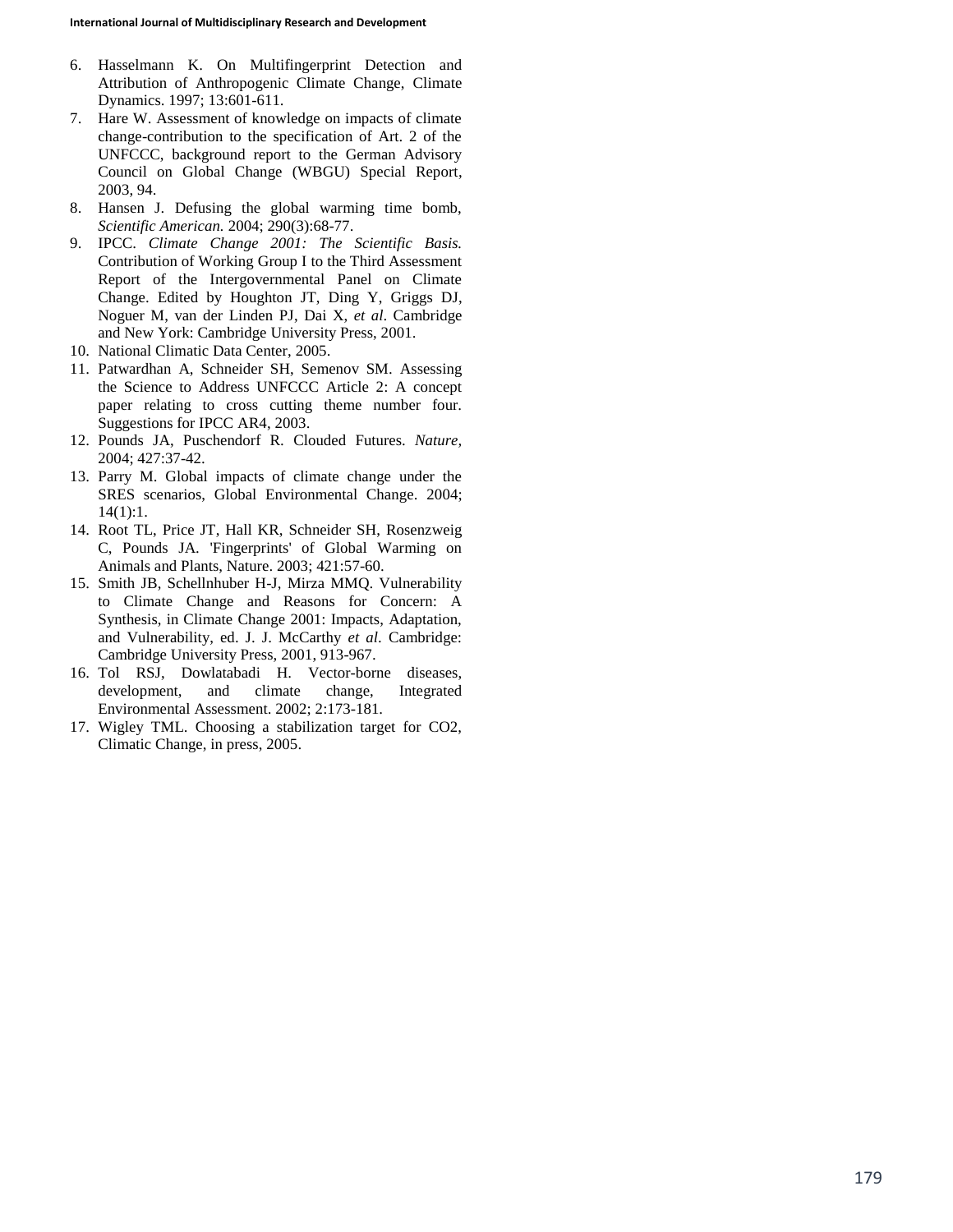6. Hasselmann K. On Multifingerprint Detection and Attribution of Anthropogenic Climate Change, Climate Dynamics. 1997; 13:601-611.
7. Hare W. Assessment of knowledge on impacts of climate change-contribution to the specification of Art. 2 of the UNFCCC, background report to the German Advisory Council on Global Change (WBGU) Special Report, 2003, 94.
8. Hansen J. Defusing the global warming time bomb, *Scientific American.* 2004; 290(3):68-77.
9. IPCC. *Climate Change 2001: The Scientific Basis.* Contribution of Working Group I to the Third Assessment Report of the Intergovernmental Panel on Climate Change. Edited by Houghton JT, Ding Y, Griggs DJ, Noguer M, van der Linden PJ, Dai X, *et al*. Cambridge and New York: Cambridge University Press, 2001.
10. National Climatic Data Center, 2005.
11. Patwardhan A, Schneider SH, Semenov SM. Assessing the Science to Address UNFCCC Article 2: A concept paper relating to cross cutting theme number four. Suggestions for IPCC AR4, 2003.
12. Pounds JA, Puschendorf R. Clouded Futures. *Nature,* 2004; 427:37-42.
13. Parry M. Global impacts of climate change under the SRES scenarios, Global Environmental Change. 2004; 14(1):1.
14. Root TL, Price JT, Hall KR, Schneider SH, Rosenzweig C, Pounds JA. 'Fingerprints' of Global Warming on Animals and Plants, Nature. 2003; 421:57-60.
15. Smith JB, Schellnhuber H-J, Mirza MMQ. Vulnerability to Climate Change and Reasons for Concern: A Synthesis, in Climate Change 2001: Impacts, Adaptation, and Vulnerability, ed. J. J. McCarthy *et al*. Cambridge: Cambridge University Press, 2001, 913-967.
16. Tol RSJ, Dowlatabadi H. Vector-borne diseases, development, and climate change, Integrated Environmental Assessment. 2002; 2:173-181.
17. Wigley TML. Choosing a stabilization target for CO2, Climatic Change, in press, 2005.